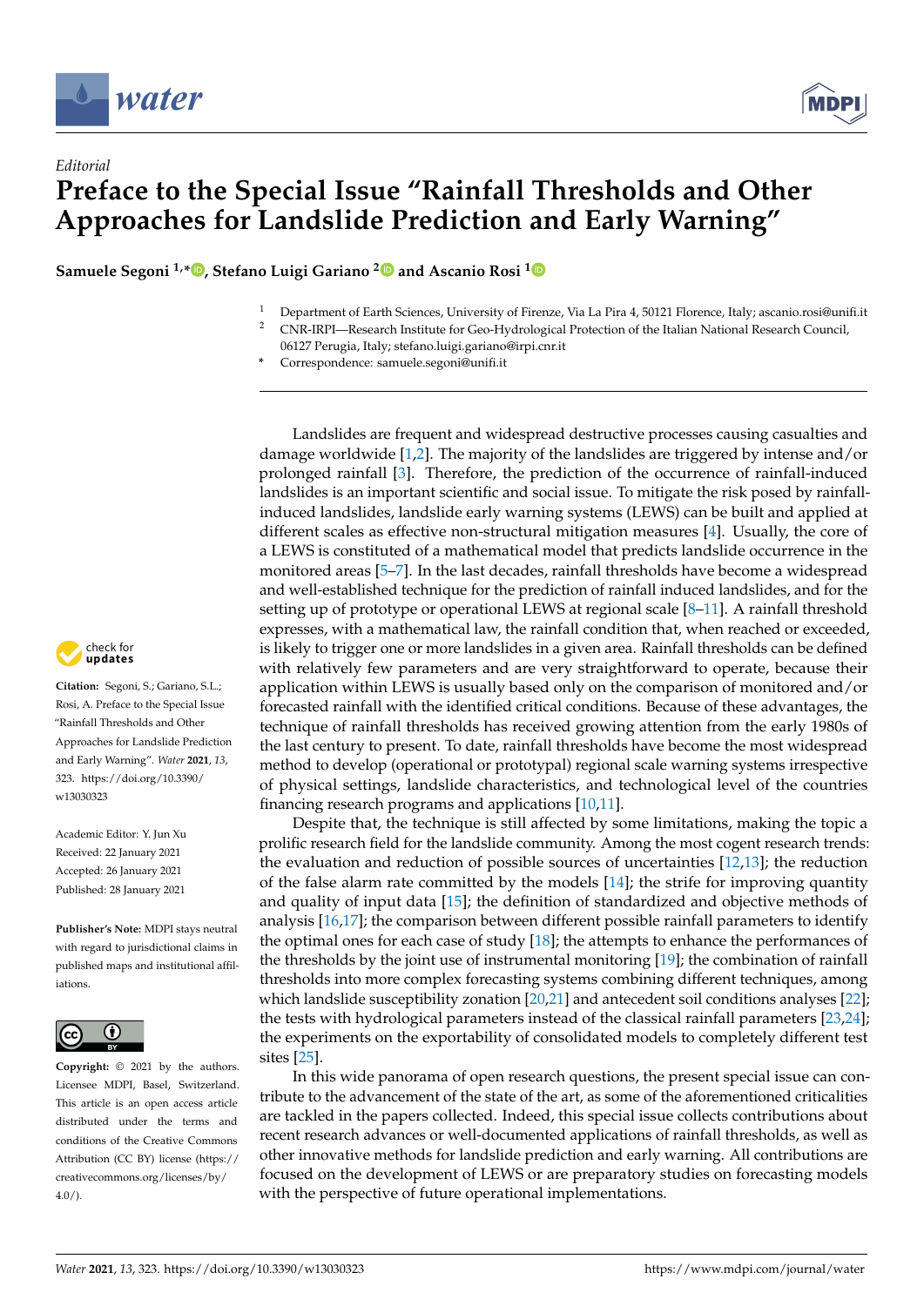*Editorial*

# Preface to the Special Issue "Rainfall Thresholds and Other Approaches for Landslide Prediction and Early Warning"

**Samuele Segoni [1,*], Stefano Luigi Gariano [2] and Ascanio Rosi [1]**

[1] Department of Earth Sciences, University of Firenze, Via La Pira 4, 50121 Florence, Italy; ascanio.rosi@unifi.it

[2] CNR-IRPI—Research Institute for Geo-Hydrological Protection of the Italian National Research Council, 06127 Perugia, Italy; stefano.luigi.gariano@irpi.cnr.it

[*] Correspondence: samuele.segoni@unifi.it

**Citation:** Segoni, S.; Gariano, S.L.; Rosi, A. Preface to the Special Issue "Rainfall Thresholds and Other Approaches for Landslide Prediction and Early Warning". *Water* **2021**, *13*, 323. https://doi.org/10.3390/w13030323

Academic Editor: Y. Jun Xu

Received: 22 January 2021
Accepted: 26 January 2021
Published: 28 January 2021

**Publisher's Note:** MDPI stays neutral with regard to jurisdictional claims in published maps and institutional affiliations.

**Copyright:** © 2021 by the authors. Licensee MDPI, Basel, Switzerland. This article is an open access article distributed under the terms and conditions of the Creative Commons Attribution (CC BY) license (https://creativecommons.org/licenses/by/4.0/).

Landslides are frequent and widespread destructive processes causing casualties and damage worldwide [1,2]. The majority of the landslides are triggered by intense and/or prolonged rainfall [3]. Therefore, the prediction of the occurrence of rainfall-induced landslides is an important scientific and social issue. To mitigate the risk posed by rainfall-induced landslides, landslide early warning systems (LEWS) can be built and applied at different scales as effective non-structural mitigation measures [4]. Usually, the core of a LEWS is constituted of a mathematical model that predicts landslide occurrence in the monitored areas [5–7]. In the last decades, rainfall thresholds have become a widespread and well-established technique for the prediction of rainfall induced landslides, and for the setting up of prototype or operational LEWS at regional scale [8–11]. A rainfall threshold expresses, with a mathematical law, the rainfall condition that, when reached or exceeded, is likely to trigger one or more landslides in a given area. Rainfall thresholds can be defined with relatively few parameters and are very straightforward to operate, because their application within LEWS is usually based only on the comparison of monitored and/or forecasted rainfall with the identified critical conditions. Because of these advantages, the technique of rainfall thresholds has received growing attention from the early 1980s of the last century to present. To date, rainfall thresholds have become the most widespread method to develop (operational or prototypal) regional scale warning systems irrespective of physical settings, landslide characteristics, and technological level of the countries financing research programs and applications [10,11].

Despite that, the technique is still affected by some limitations, making the topic a prolific research field for the landslide community. Among the most cogent research trends: the evaluation and reduction of possible sources of uncertainties [12,13]; the reduction of the false alarm rate committed by the models [14]; the strife for improving quantity and quality of input data [15]; the definition of standardized and objective methods of analysis [16,17]; the comparison between different possible rainfall parameters to identify the optimal ones for each case of study [18]; the attempts to enhance the performances of the thresholds by the joint use of instrumental monitoring [19]; the combination of rainfall thresholds into more complex forecasting systems combining different techniques, among which landslide susceptibility zonation [20,21] and antecedent soil conditions analyses [22]; the tests with hydrological parameters instead of the classical rainfall parameters [23,24]; the experiments on the exportability of consolidated models to completely different test sites [25].

In this wide panorama of open research questions, the present special issue can contribute to the advancement of the state of the art, as some of the aforementioned criticalities are tackled in the papers collected. Indeed, this special issue collects contributions about recent research advances or well-documented applications of rainfall thresholds, as well as other innovative methods for landslide prediction and early warning. All contributions are focused on the development of LEWS or are preparatory studies on forecasting models with the perspective of future operational implementations.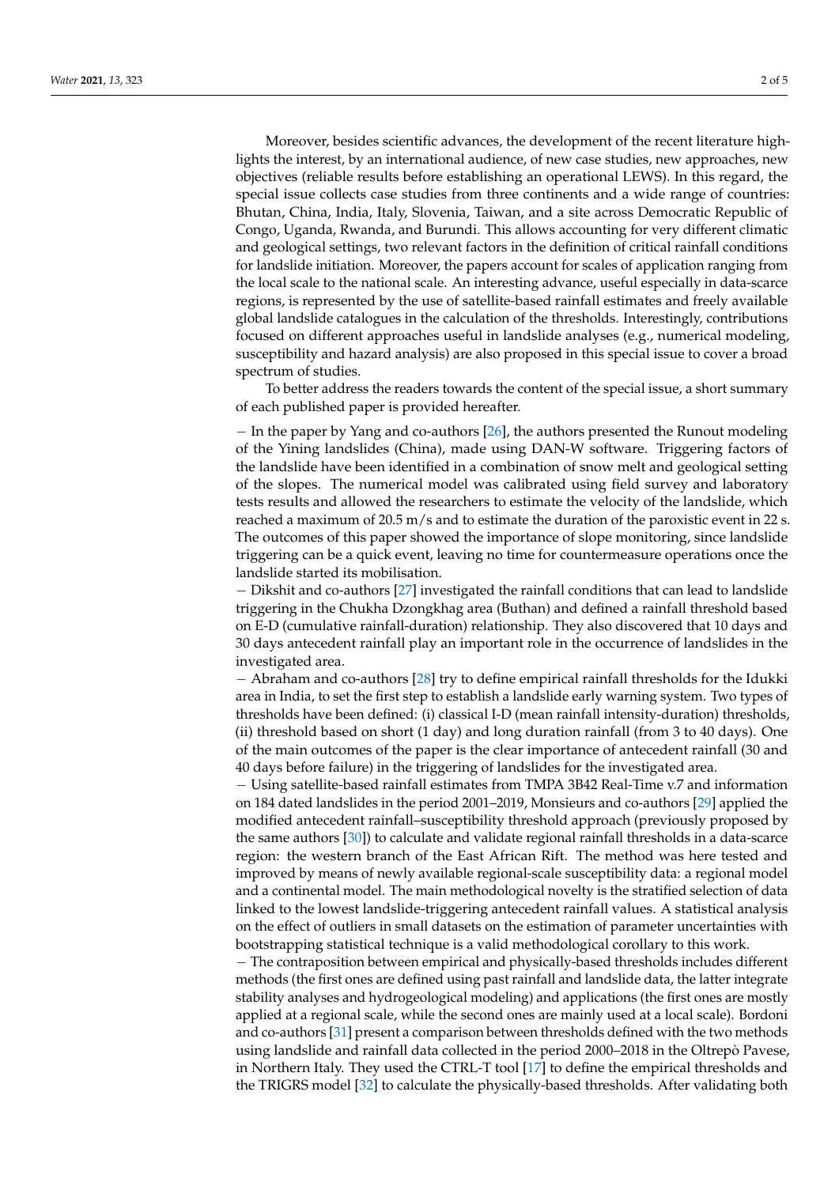Moreover, besides scientific advances, the development of the recent literature highlights the interest, by an international audience, of new case studies, new approaches, new objectives (reliable results before establishing an operational LEWS). In this regard, the special issue collects case studies from three continents and a wide range of countries: Bhutan, China, India, Italy, Slovenia, Taiwan, and a site across Democratic Republic of Congo, Uganda, Rwanda, and Burundi. This allows accounting for very different climatic and geological settings, two relevant factors in the definition of critical rainfall conditions for landslide initiation. Moreover, the papers account for scales of application ranging from the local scale to the national scale. An interesting advance, useful especially in data-scarce regions, is represented by the use of satellite-based rainfall estimates and freely available global landslide catalogues in the calculation of the thresholds. Interestingly, contributions focused on different approaches useful in landslide analyses (e.g., numerical modeling, susceptibility and hazard analysis) are also proposed in this special issue to cover a broad spectrum of studies.

To better address the readers towards the content of the special issue, a short summary of each published paper is provided hereafter.

− In the paper by Yang and co-authors [26], the authors presented the Runout modeling of the Yining landslides (China), made using DAN-W software. Triggering factors of the landslide have been identified in a combination of snow melt and geological setting of the slopes. The numerical model was calibrated using field survey and laboratory tests results and allowed the researchers to estimate the velocity of the landslide, which reached a maximum of 20.5 m/s and to estimate the duration of the paroxistic event in 22 s. The outcomes of this paper showed the importance of slope monitoring, since landslide triggering can be a quick event, leaving no time for countermeasure operations once the landslide started its mobilisation.

− Dikshit and co-authors [27] investigated the rainfall conditions that can lead to landslide triggering in the Chukha Dzongkhag area (Buthan) and defined a rainfall threshold based on E-D (cumulative rainfall-duration) relationship. They also discovered that 10 days and 30 days antecedent rainfall play an important role in the occurrence of landslides in the investigated area.

− Abraham and co-authors [28] try to define empirical rainfall thresholds for the Idukki area in India, to set the first step to establish a landslide early warning system. Two types of thresholds have been defined: (i) classical I-D (mean rainfall intensity-duration) thresholds, (ii) threshold based on short (1 day) and long duration rainfall (from 3 to 40 days). One of the main outcomes of the paper is the clear importance of antecedent rainfall (30 and 40 days before failure) in the triggering of landslides for the investigated area.

− Using satellite-based rainfall estimates from TMPA 3B42 Real-Time v.7 and information on 184 dated landslides in the period 2001–2019, Monsieurs and co-authors [29] applied the modified antecedent rainfall–susceptibility threshold approach (previously proposed by the same authors [30]) to calculate and validate regional rainfall thresholds in a data-scarce region: the western branch of the East African Rift. The method was here tested and improved by means of newly available regional-scale susceptibility data: a regional model and a continental model. The main methodological novelty is the stratified selection of data linked to the lowest landslide-triggering antecedent rainfall values. A statistical analysis on the effect of outliers in small datasets on the estimation of parameter uncertainties with bootstrapping statistical technique is a valid methodological corollary to this work.

− The contraposition between empirical and physically-based thresholds includes different methods (the first ones are defined using past rainfall and landslide data, the latter integrate stability analyses and hydrogeological modeling) and applications (the first ones are mostly applied at a regional scale, while the second ones are mainly used at a local scale). Bordoni and co-authors [31] present a comparison between thresholds defined with the two methods using landslide and rainfall data collected in the period 2000–2018 in the Oltrepò Pavese, in Northern Italy. They used the CTRL-T tool [17] to define the empirical thresholds and the TRIGRS model [32] to calculate the physically-based thresholds. After validating both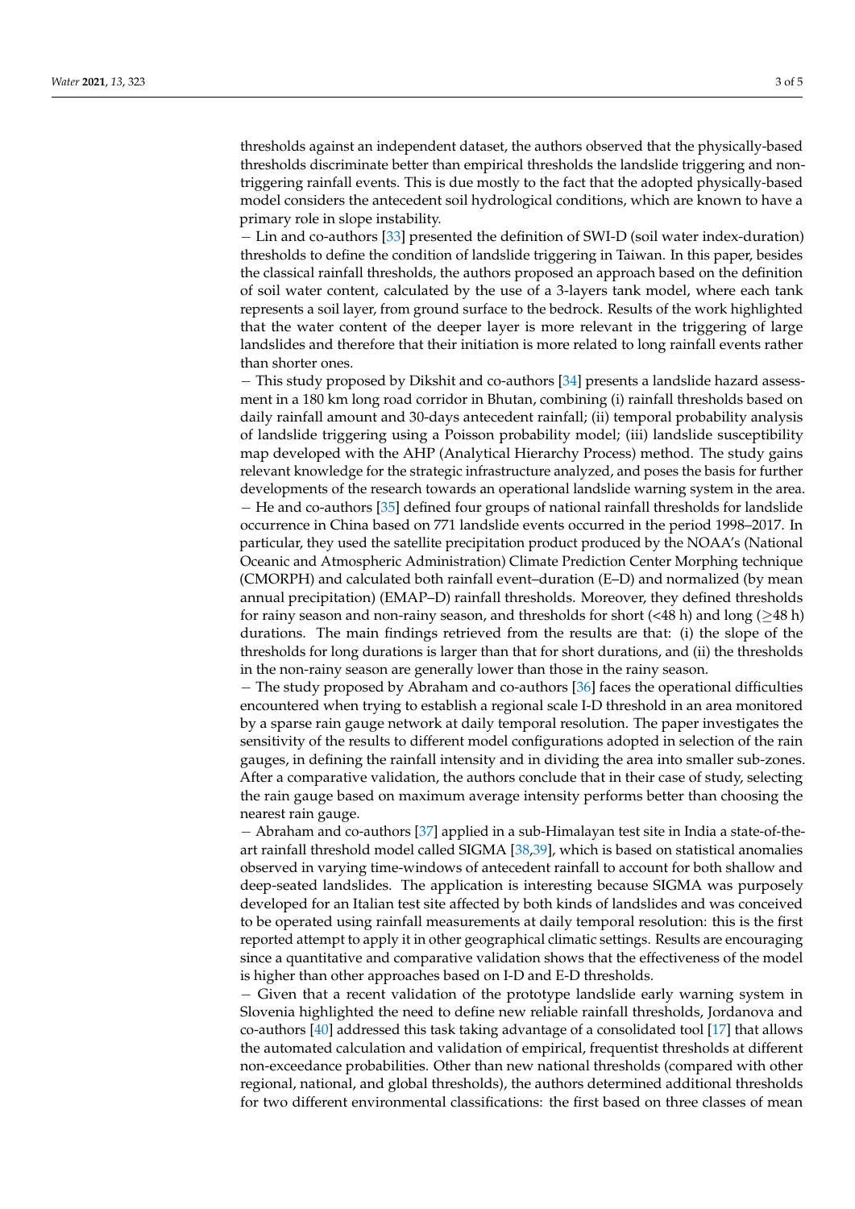thresholds against an independent dataset, the authors observed that the physically-based thresholds discriminate better than empirical thresholds the landslide triggering and non-triggering rainfall events. This is due mostly to the fact that the adopted physically-based model considers the antecedent soil hydrological conditions, which are known to have a primary role in slope instability.

− Lin and co-authors [33] presented the definition of SWI-D (soil water index-duration) thresholds to define the condition of landslide triggering in Taiwan. In this paper, besides the classical rainfall thresholds, the authors proposed an approach based on the definition of soil water content, calculated by the use of a 3-layers tank model, where each tank represents a soil layer, from ground surface to the bedrock. Results of the work highlighted that the water content of the deeper layer is more relevant in the triggering of large landslides and therefore that their initiation is more related to long rainfall events rather than shorter ones.

− This study proposed by Dikshit and co-authors [34] presents a landslide hazard assessment in a 180 km long road corridor in Bhutan, combining (i) rainfall thresholds based on daily rainfall amount and 30-days antecedent rainfall; (ii) temporal probability analysis of landslide triggering using a Poisson probability model; (iii) landslide susceptibility map developed with the AHP (Analytical Hierarchy Process) method. The study gains relevant knowledge for the strategic infrastructure analyzed, and poses the basis for further developments of the research towards an operational landslide warning system in the area.

− He and co-authors [35] defined four groups of national rainfall thresholds for landslide occurrence in China based on 771 landslide events occurred in the period 1998–2017. In particular, they used the satellite precipitation product produced by the NOAA's (National Oceanic and Atmospheric Administration) Climate Prediction Center Morphing technique (CMORPH) and calculated both rainfall event–duration (E–D) and normalized (by mean annual precipitation) (EMAP–D) rainfall thresholds. Moreover, they defined thresholds for rainy season and non-rainy season, and thresholds for short (<48 h) and long (≥48 h) durations. The main findings retrieved from the results are that: (i) the slope of the thresholds for long durations is larger than that for short durations, and (ii) the thresholds in the non-rainy season are generally lower than those in the rainy season.

− The study proposed by Abraham and co-authors [36] faces the operational difficulties encountered when trying to establish a regional scale I-D threshold in an area monitored by a sparse rain gauge network at daily temporal resolution. The paper investigates the sensitivity of the results to different model configurations adopted in selection of the rain gauges, in defining the rainfall intensity and in dividing the area into smaller sub-zones. After a comparative validation, the authors conclude that in their case of study, selecting the rain gauge based on maximum average intensity performs better than choosing the nearest rain gauge.

− Abraham and co-authors [37] applied in a sub-Himalayan test site in India a state-of-the-art rainfall threshold model called SIGMA [38,39], which is based on statistical anomalies observed in varying time-windows of antecedent rainfall to account for both shallow and deep-seated landslides. The application is interesting because SIGMA was purposely developed for an Italian test site affected by both kinds of landslides and was conceived to be operated using rainfall measurements at daily temporal resolution: this is the first reported attempt to apply it in other geographical climatic settings. Results are encouraging since a quantitative and comparative validation shows that the effectiveness of the model is higher than other approaches based on I-D and E-D thresholds.

− Given that a recent validation of the prototype landslide early warning system in Slovenia highlighted the need to define new reliable rainfall thresholds, Jordanova and co-authors [40] addressed this task taking advantage of a consolidated tool [17] that allows the automated calculation and validation of empirical, frequentist thresholds at different non-exceedance probabilities. Other than new national thresholds (compared with other regional, national, and global thresholds), the authors determined additional thresholds for two different environmental classifications: the first based on three classes of mean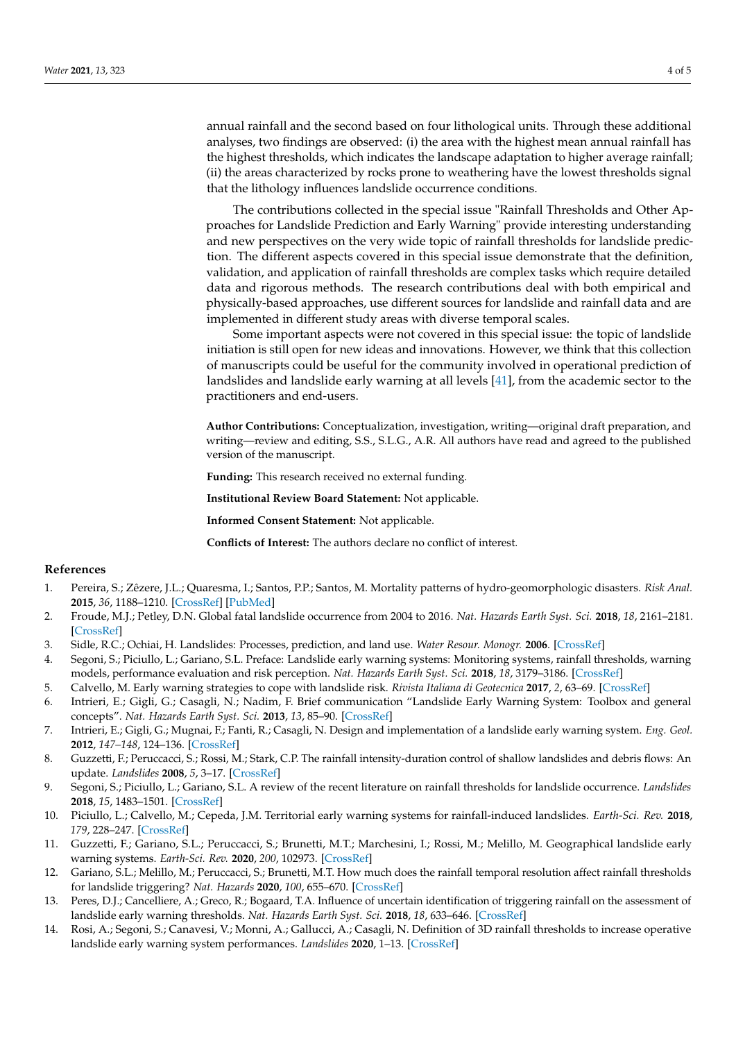annual rainfall and the second based on four lithological units. Through these additional analyses, two findings are observed: (i) the area with the highest mean annual rainfall has the highest thresholds, which indicates the landscape adaptation to higher average rainfall; (ii) the areas characterized by rocks prone to weathering have the lowest thresholds signal that the lithology influences landslide occurrence conditions.

The contributions collected in the special issue "Rainfall Thresholds and Other Approaches for Landslide Prediction and Early Warning" provide interesting understanding and new perspectives on the very wide topic of rainfall thresholds for landslide prediction. The different aspects covered in this special issue demonstrate that the definition, validation, and application of rainfall thresholds are complex tasks which require detailed data and rigorous methods. The research contributions deal with both empirical and physically-based approaches, use different sources for landslide and rainfall data and are implemented in different study areas with diverse temporal scales.

Some important aspects were not covered in this special issue: the topic of landslide initiation is still open for new ideas and innovations. However, we think that this collection of manuscripts could be useful for the community involved in operational prediction of landslides and landslide early warning at all levels [41], from the academic sector to the practitioners and end-users.

**Author Contributions:** Conceptualization, investigation, writing—original draft preparation, and writing—review and editing, S.S., S.L.G., A.R. All authors have read and agreed to the published version of the manuscript.

**Funding:** This research received no external funding.

**Institutional Review Board Statement:** Not applicable.

**Informed Consent Statement:** Not applicable.

**Conflicts of Interest:** The authors declare no conflict of interest.

## References

1. Pereira, S.; Zêzere, J.L.; Quaresma, I.; Santos, P.P.; Santos, M. Mortality patterns of hydro-geomorphologic disasters. *Risk Anal.* **2015**, *36*, 1188–1210. [CrossRef] [PubMed]
2. Froude, M.J.; Petley, D.N. Global fatal landslide occurrence from 2004 to 2016. *Nat. Hazards Earth Syst. Sci.* **2018**, *18*, 2161–2181. [CrossRef]
3. Sidle, R.C.; Ochiai, H. Landslides: Processes, prediction, and land use. *Water Resour. Monogr.* **2006**. [CrossRef]
4. Segoni, S.; Piciullo, L.; Gariano, S.L. Preface: Landslide early warning systems: Monitoring systems, rainfall thresholds, warning models, performance evaluation and risk perception. *Nat. Hazards Earth Syst. Sci.* **2018**, *18*, 3179–3186. [CrossRef]
5. Calvello, M. Early warning strategies to cope with landslide risk. *Rivista Italiana di Geotecnica* **2017**, *2*, 63–69. [CrossRef]
6. Intrieri, E.; Gigli, G.; Casagli, N.; Nadim, F. Brief communication "Landslide Early Warning System: Toolbox and general concepts". *Nat. Hazards Earth Syst. Sci.* **2013**, *13*, 85–90. [CrossRef]
7. Intrieri, E.; Gigli, G.; Mugnai, F.; Fanti, R.; Casagli, N. Design and implementation of a landslide early warning system. *Eng. Geol.* **2012**, *147–148*, 124–136. [CrossRef]
8. Guzzetti, F.; Peruccacci, S.; Rossi, M.; Stark, C.P. The rainfall intensity-duration control of shallow landslides and debris flows: An update. *Landslides* **2008**, *5*, 3–17. [CrossRef]
9. Segoni, S.; Piciullo, L.; Gariano, S.L. A review of the recent literature on rainfall thresholds for landslide occurrence. *Landslides* **2018**, *15*, 1483–1501. [CrossRef]
10. Piciullo, L.; Calvello, M.; Cepeda, J.M. Territorial early warning systems for rainfall-induced landslides. *Earth-Sci. Rev.* **2018**, *179*, 228–247. [CrossRef]
11. Guzzetti, F.; Gariano, S.L.; Peruccacci, S.; Brunetti, M.T.; Marchesini, I.; Rossi, M.; Melillo, M. Geographical landslide early warning systems. *Earth-Sci. Rev.* **2020**, *200*, 102973. [CrossRef]
12. Gariano, S.L.; Melillo, M.; Peruccacci, S.; Brunetti, M.T. How much does the rainfall temporal resolution affect rainfall thresholds for landslide triggering? *Nat. Hazards* **2020**, *100*, 655–670. [CrossRef]
13. Peres, D.J.; Cancelliere, A.; Greco, R.; Bogaard, T.A. Influence of uncertain identification of triggering rainfall on the assessment of landslide early warning thresholds. *Nat. Hazards Earth Syst. Sci.* **2018**, *18*, 633–646. [CrossRef]
14. Rosi, A.; Segoni, S.; Canavesi, V.; Monni, A.; Gallucci, A.; Casagli, N. Definition of 3D rainfall thresholds to increase operative landslide early warning system performances. *Landslides* **2020**, 1–13. [CrossRef]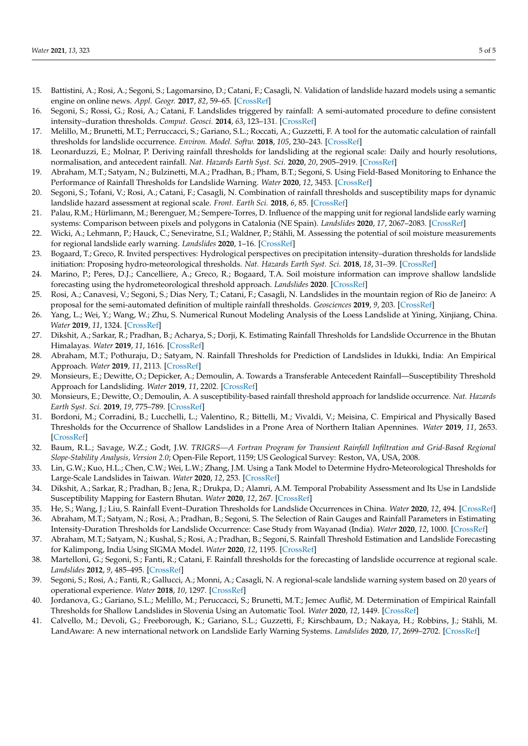15. Battistini, A.; Rosi, A.; Segoni, S.; Lagomarsino, D.; Catani, F.; Casagli, N. Validation of landslide hazard models using a semantic engine on online news. *Appl. Geogr.* **2017**, *82*, 59–65. [CrossRef]
16. Segoni, S.; Rossi, G.; Rosi, A.; Catani, F. Landslides triggered by rainfall: A semi-automated procedure to define consistent intensity–duration thresholds. *Comput. Geosci.* **2014**, *63*, 123–131. [CrossRef]
17. Melillo, M.; Brunetti, M.T.; Perruccacci, S.; Gariano, S.L.; Roccati, A.; Guzzetti, F. A tool for the automatic calculation of rainfall thresholds for landslide occurrence. *Environ. Model. Softw.* **2018**, *105*, 230–243. [CrossRef]
18. Leonarduzzi, E.; Molnar, P. Deriving rainfall thresholds for landsliding at the regional scale: Daily and hourly resolutions, normalisation, and antecedent rainfall. *Nat. Hazards Earth Syst. Sci.* **2020**, *20*, 2905–2919. [CrossRef]
19. Abraham, M.T.; Satyam, N.; Bulzinetti, M.A.; Pradhan, B.; Pham, B.T.; Segoni, S. Using Field-Based Monitoring to Enhance the Performance of Rainfall Thresholds for Landslide Warning. *Water* **2020**, *12*, 3453. [CrossRef]
20. Segoni, S.; Tofani, V.; Rosi, A.; Catani, F.; Casagli, N. Combination of rainfall thresholds and susceptibility maps for dynamic landslide hazard assessment at regional scale. *Front. Earth Sci.* **2018**, *6*, 85. [CrossRef]
21. Palau, R.M.; Hürlimann, M.; Berenguer, M.; Sempere-Torres, D. Influence of the mapping unit for regional landslide early warning systems: Comparison between pixels and polygons in Catalonia (NE Spain). *Landslides* **2020**, *17*, 2067–2083. [CrossRef]
22. Wicki, A.; Lehmann, P.; Hauck, C.; Seneviratne, S.I.; Waldner, P.; Stähli, M. Assessing the potential of soil moisture measurements for regional landslide early warning. *Landslides* **2020**, 1–16. [CrossRef]
23. Bogaard, T.; Greco, R. Invited perspectives: Hydrological perspectives on precipitation intensity–duration thresholds for landslide initiation: Proposing hydro-meteorological thresholds. *Nat. Hazards Earth Syst. Sci.* **2018**, *18*, 31–39. [CrossRef]
24. Marino, P.; Peres, D.J.; Cancelliere, A.; Greco, R.; Bogaard, T.A. Soil moisture information can improve shallow landslide forecasting using the hydrometeorological threshold approach. *Landslides* **2020**. [CrossRef]
25. Rosi, A.; Canavesi, V.; Segoni, S.; Dias Nery, T.; Catani, F.; Casagli, N. Landslides in the mountain region of Rio de Janeiro: A proposal for the semi-automated definition of multiple rainfall thresholds. *Geosciences* **2019**, *9*, 203. [CrossRef]
26. Yang, L.; Wei, Y.; Wang, W.; Zhu, S. Numerical Runout Modeling Analysis of the Loess Landslide at Yining, Xinjiang, China. *Water* **2019**, *11*, 1324. [CrossRef]
27. Dikshit, A.; Sarkar, R.; Pradhan, B.; Acharya, S.; Dorji, K. Estimating Rainfall Thresholds for Landslide Occurrence in the Bhutan Himalayas. *Water* **2019**, *11*, 1616. [CrossRef]
28. Abraham, M.T.; Pothuraju, D.; Satyam, N. Rainfall Thresholds for Prediction of Landslides in Idukki, India: An Empirical Approach. *Water* **2019**, *11*, 2113. [CrossRef]
29. Monsieurs, E.; Dewitte, O.; Depicker, A.; Demoulin, A. Towards a Transferable Antecedent Rainfall—Susceptibility Threshold Approach for Landsliding. *Water* **2019**, *11*, 2202. [CrossRef]
30. Monsieurs, E.; Dewitte, O.; Demoulin, A. A susceptibility-based rainfall threshold approach for landslide occurrence. *Nat. Hazards Earth Syst. Sci.* **2019**, *19*, 775–789. [CrossRef]
31. Bordoni, M.; Corradini, B.; Lucchelli, L.; Valentino, R.; Bittelli, M.; Vivaldi, V.; Meisina, C. Empirical and Physically Based Thresholds for the Occurrence of Shallow Landslides in a Prone Area of Northern Italian Apennines. *Water* **2019**, *11*, 2653. [CrossRef]
32. Baum, R.L.; Savage, W.Z.; Godt, J.W. *TRIGRS—A Fortran Program for Transient Rainfall Infiltration and Grid-Based Regional Slope-Stability Analysis, Version 2.0*; Open-File Report, 1159; US Geological Survey: Reston, VA, USA, 2008.
33. Lin, G.W.; Kuo, H.L.; Chen, C.W.; Wei, L.W.; Zhang, J.M. Using a Tank Model to Determine Hydro-Meteorological Thresholds for Large-Scale Landslides in Taiwan. *Water* **2020**, *12*, 253. [CrossRef]
34. Dikshit, A.; Sarkar, R.; Pradhan, B.; Jena, R.; Drukpa, D.; Alamri, A.M. Temporal Probability Assessment and Its Use in Landslide Susceptibility Mapping for Eastern Bhutan. *Water* **2020**, *12*, 267. [CrossRef]
35. He, S.; Wang, J.; Liu, S. Rainfall Event–Duration Thresholds for Landslide Occurrences in China. *Water* **2020**, *12*, 494. [CrossRef]
36. Abraham, M.T.; Satyam, N.; Rosi, A.; Pradhan, B.; Segoni, S. The Selection of Rain Gauges and Rainfall Parameters in Estimating Intensity-Duration Thresholds for Landslide Occurrence: Case Study from Wayanad (India). *Water* **2020**, *12*, 1000. [CrossRef]
37. Abraham, M.T.; Satyam, N.; Kushal, S.; Rosi, A.; Pradhan, B.; Segoni, S. Rainfall Threshold Estimation and Landslide Forecasting for Kalimpong, India Using SIGMA Model. *Water* **2020**, *12*, 1195. [CrossRef]
38. Martelloni, G.; Segoni, S.; Fanti, R.; Catani, F. Rainfall thresholds for the forecasting of landslide occurrence at regional scale. *Landslides* **2012**, *9*, 485–495. [CrossRef]
39. Segoni, S.; Rosi, A.; Fanti, R.; Gallucci, A.; Monni, A.; Casagli, N. A regional-scale landslide warning system based on 20 years of operational experience. *Water* **2018**, *10*, 1297. [CrossRef]
40. Jordanova, G.; Gariano, S.L.; Melillo, M.; Peruccacci, S.; Brunetti, M.T.; Jemec Auflič, M. Determination of Empirical Rainfall Thresholds for Shallow Landslides in Slovenia Using an Automatic Tool. *Water* **2020**, *12*, 1449. [CrossRef]
41. Calvello, M.; Devoli, G.; Freeborough, K.; Gariano, S.L.; Guzzetti, F.; Kirschbaum, D.; Nakaya, H.; Robbins, J.; Stähli, M. LandAware: A new international network on Landslide Early Warning Systems. *Landslides* **2020**, *17*, 2699–2702. [CrossRef]